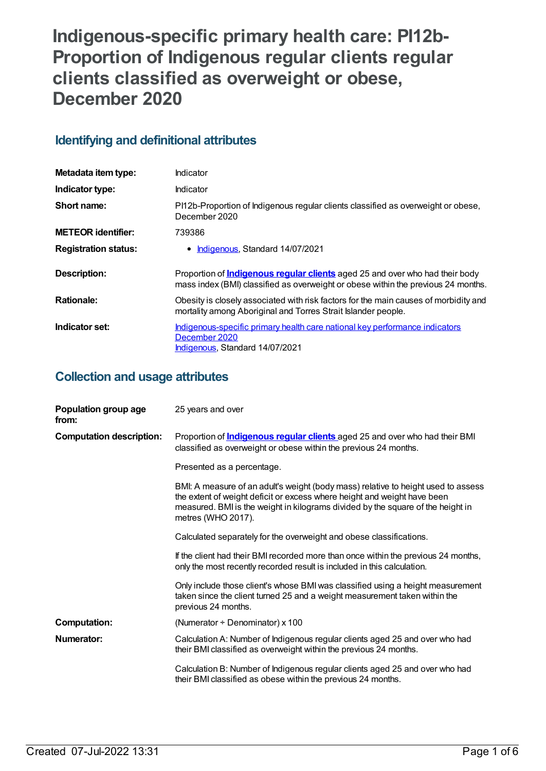# Indigenous-specific primary health care: PI12b-Proportion of Indigenous regular clients regular clients classified as overweight or obese, December 2020

## Identifying and definitional attributes

| | |
|---|---|
| **Metadata item type:** | Indicator |
| **Indicator type:** | Indicator |
| **Short name:** | PI12b-Proportion of Indigenous regular clients classified as overweight or obese, December 2020 |
| **METEOR identifier:** | 739386 |
| **Registration status:** | • Indigenous, Standard 14/07/2021 |
| **Description:** | Proportion of **Indigenous regular clients** aged 25 and over who had their body mass index (BMI) classified as overweight or obese within the previous 24 months. |
| **Rationale:** | Obesity is closely associated with risk factors for the main causes of morbidity and mortality among Aboriginal and Torres Strait Islander people. |
| **Indicator set:** | Indigenous-specific primary health care national key performance indicators December 2020<br>Indigenous, Standard 14/07/2021 |

## Collection and usage attributes

| | |
|---|---|
| **Population group age from:** | 25 years and over |
| **Computation description:** | Proportion of **Indigenous regular clients** aged 25 and over who had their BMI classified as overweight or obese within the previous 24 months.<br><br>Presented as a percentage.<br><br>BMI: A measure of an adult's weight (body mass) relative to height used to assess the extent of weight deficit or excess where height and weight have been measured. BMI is the weight in kilograms divided by the square of the height in metres (WHO 2017).<br><br>Calculated separately for the overweight and obese classifications.<br><br>If the client had their BMI recorded more than once within the previous 24 months, only the most recently recorded result is included in this calculation.<br><br>Only include those client's whose BMI was classified using a height measurement taken since the client turned 25 and a weight measurement taken within the previous 24 months. |
| **Computation:** | (Numerator ÷ Denominator) x 100 |
| **Numerator:** | Calculation A: Number of Indigenous regular clients aged 25 and over who had their BMI classified as overweight within the previous 24 months.<br><br>Calculation B: Number of Indigenous regular clients aged 25 and over who had their BMI classified as obese within the previous 24 months. |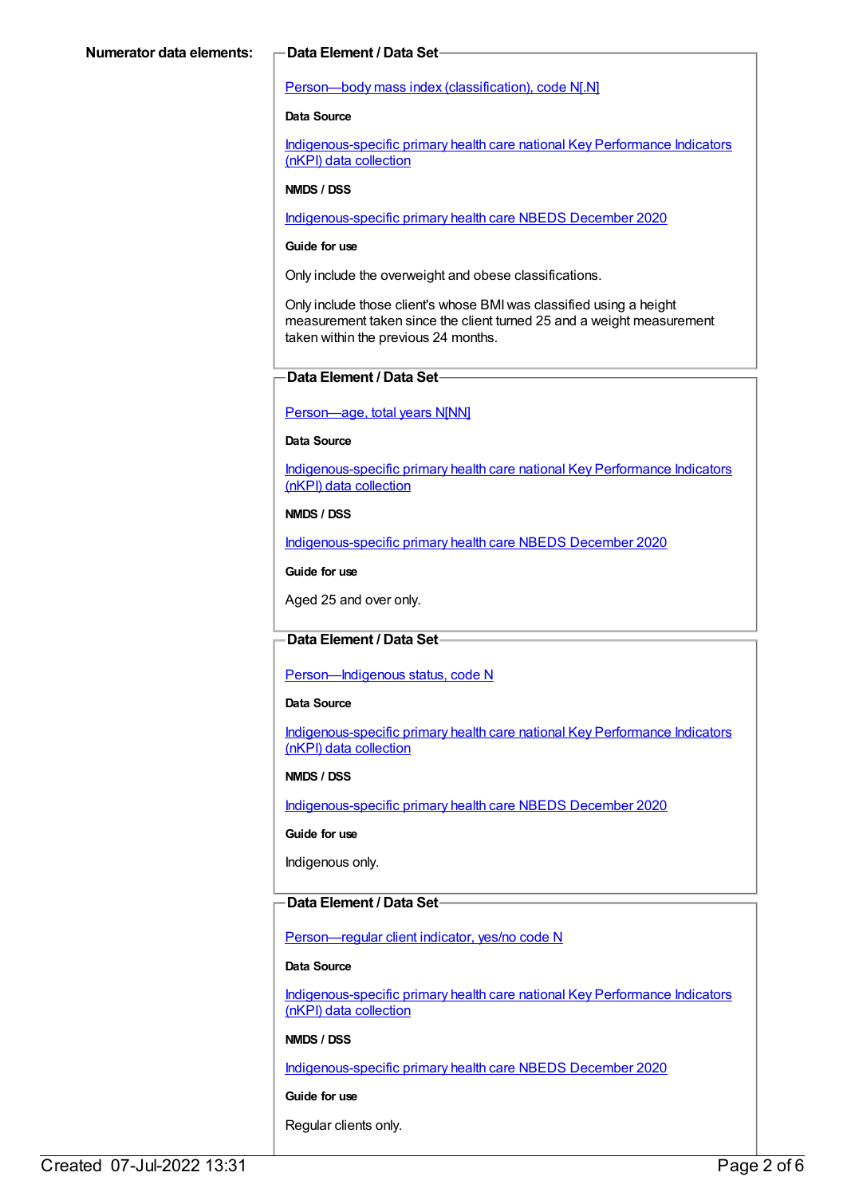**Numerator data elements:**

**Data Element / Data Set**

Person—body mass index (classification), code N[.N]

**Data Source**

Indigenous-specific primary health care national Key Performance Indicators (nKPI) data collection

**NMDS / DSS**

Indigenous-specific primary health care NBEDS December 2020

**Guide for use**

Only include the overweight and obese classifications.

Only include those client's whose BMI was classified using a height measurement taken since the client turned 25 and a weight measurement taken within the previous 24 months.

**Data Element / Data Set**

Person—age, total years N[NN]

**Data Source**

Indigenous-specific primary health care national Key Performance Indicators (nKPI) data collection

**NMDS / DSS**

Indigenous-specific primary health care NBEDS December 2020

**Guide for use**

Aged 25 and over only.

**Data Element / Data Set**

Person—Indigenous status, code N

**Data Source**

Indigenous-specific primary health care national Key Performance Indicators (nKPI) data collection

**NMDS / DSS**

Indigenous-specific primary health care NBEDS December 2020

**Guide for use**

Indigenous only.

**Data Element / Data Set**

Person—regular client indicator, yes/no code N

**Data Source**

Indigenous-specific primary health care national Key Performance Indicators (nKPI) data collection

**NMDS / DSS**

Indigenous-specific primary health care NBEDS December 2020

**Guide for use**

Regular clients only.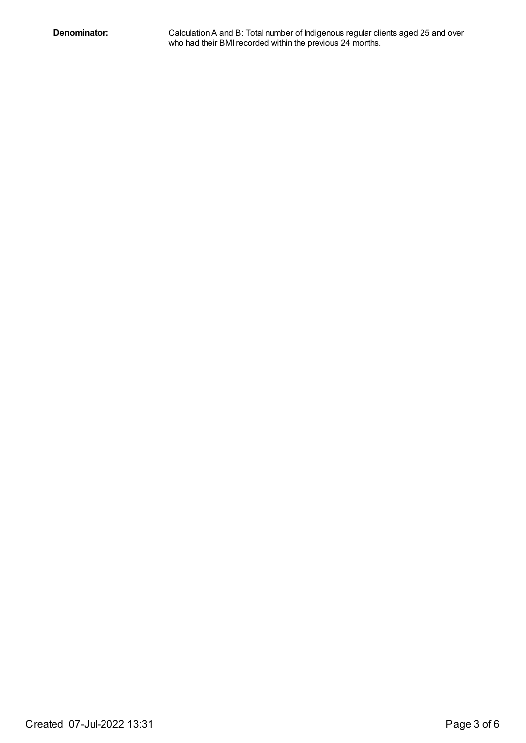**Denominator:** Calculation A and B: Total number of Indigenous regular clients aged 25 and over who had their BMI recorded within the previous 24 months.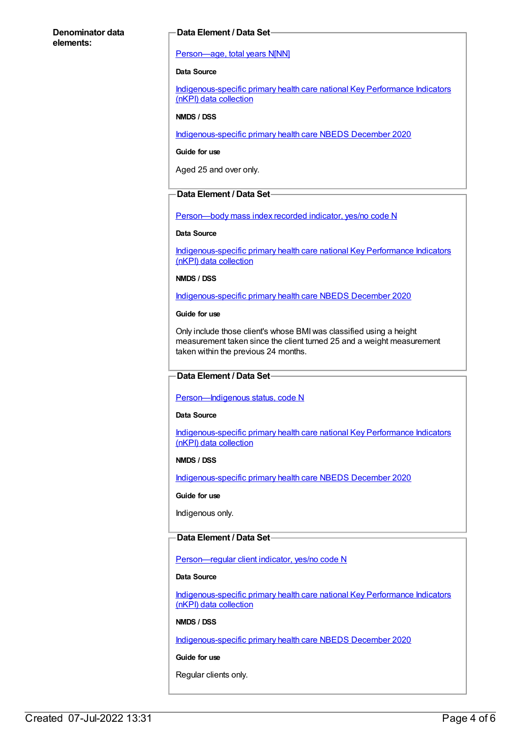**Denominator data elements:**

**Data Element / Data Set**

Person—age, total years N[NN]

**Data Source**

Indigenous-specific primary health care national Key Performance Indicators (nKPI) data collection

**NMDS / DSS**

Indigenous-specific primary health care NBEDS December 2020

**Guide for use**

Aged 25 and over only.

**Data Element / Data Set**

Person—body mass index recorded indicator, yes/no code N

**Data Source**

Indigenous-specific primary health care national Key Performance Indicators (nKPI) data collection

**NMDS / DSS**

Indigenous-specific primary health care NBEDS December 2020

**Guide for use**

Only include those client's whose BMI was classified using a height measurement taken since the client turned 25 and a weight measurement taken within the previous 24 months.

**Data Element / Data Set**

Person—Indigenous status, code N

**Data Source**

Indigenous-specific primary health care national Key Performance Indicators (nKPI) data collection

**NMDS / DSS**

Indigenous-specific primary health care NBEDS December 2020

**Guide for use**

Indigenous only.

**Data Element / Data Set**

Person—regular client indicator, yes/no code N

**Data Source**

Indigenous-specific primary health care national Key Performance Indicators (nKPI) data collection

**NMDS / DSS**

Indigenous-specific primary health care NBEDS December 2020

**Guide for use**

Regular clients only.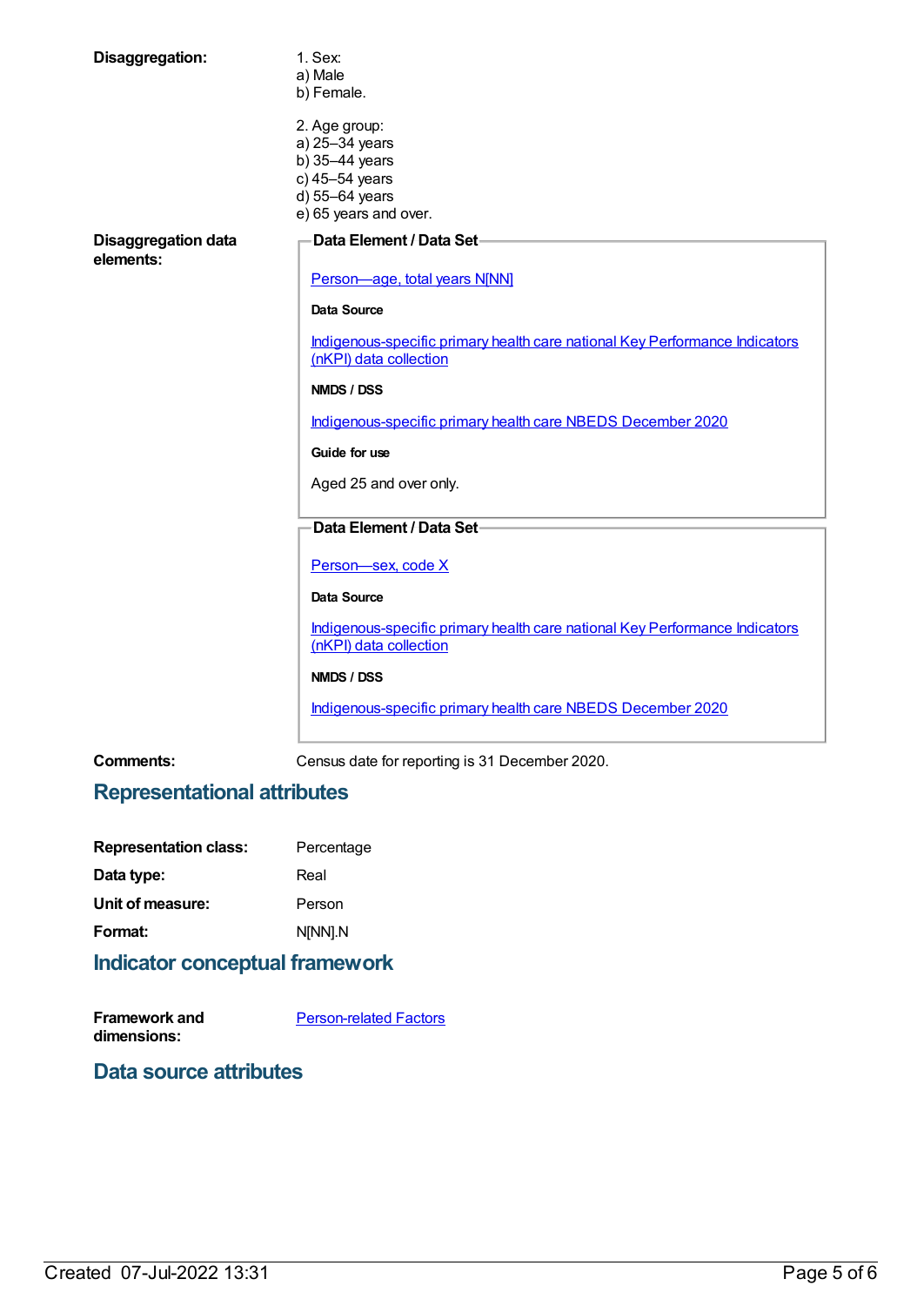**Disaggregation:**

1. Sex:
a) Male
b) Female.

2. Age group:
a) 25–34 years
b) 35–44 years
c) 45–54 years
d) 55–64 years
e) 65 years and over.

**Disaggregation data elements:**

**Data Element / Data Set**

Person—age, total years N[NN]

**Data Source**

Indigenous-specific primary health care national Key Performance Indicators (nKPI) data collection

**NMDS / DSS**

Indigenous-specific primary health care NBEDS December 2020

**Guide for use**

Aged 25 and over only.

**Data Element / Data Set**

Person—sex, code X

**Data Source**

Indigenous-specific primary health care national Key Performance Indicators (nKPI) data collection

**NMDS / DSS**

Indigenous-specific primary health care NBEDS December 2020

**Comments:** Census date for reporting is 31 December 2020.

## Representational attributes

**Representation class:** Percentage

**Data type:** Real

**Unit of measure:** Person

**Format:** N[NN].N

## Indicator conceptual framework

**Framework and dimensions:** Person-related Factors

## Data source attributes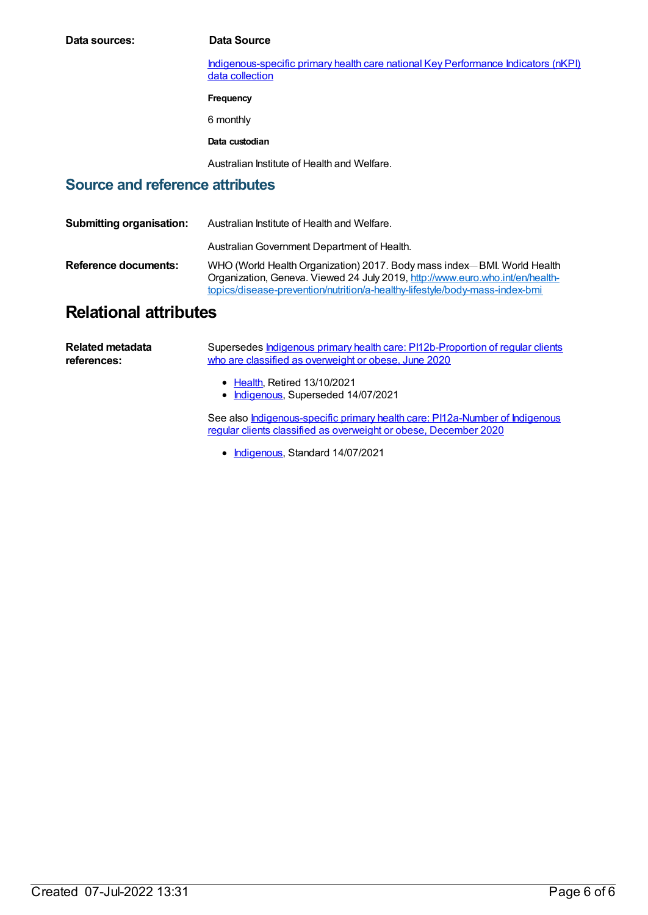**Data sources:**

**Data Source**

[Indigenous-specific primary health care national Key Performance Indicators (nKPI) data collection]

**Frequency**

6 monthly

**Data custodian**

Australian Institute of Health and Welfare.

## Source and reference attributes

**Submitting organisation:** Australian Institute of Health and Welfare.

Australian Government Department of Health.

**Reference documents:** WHO (World Health Organization) 2017. Body mass index— BMI. World Health Organization, Geneva. Viewed 24 July 2019, http://www.euro.who.int/en/health-topics/disease-prevention/nutrition/a-healthy-lifestyle/body-mass-index-bmi

# Relational attributes

**Related metadata references:**

Supersedes Indigenous primary health care: PI12b-Proportion of regular clients who are classified as overweight or obese, June 2020

- Health, Retired 13/10/2021
- Indigenous, Superseded 14/07/2021

See also Indigenous-specific primary health care: PI12a-Number of Indigenous regular clients classified as overweight or obese, December 2020

- Indigenous, Standard 14/07/2021